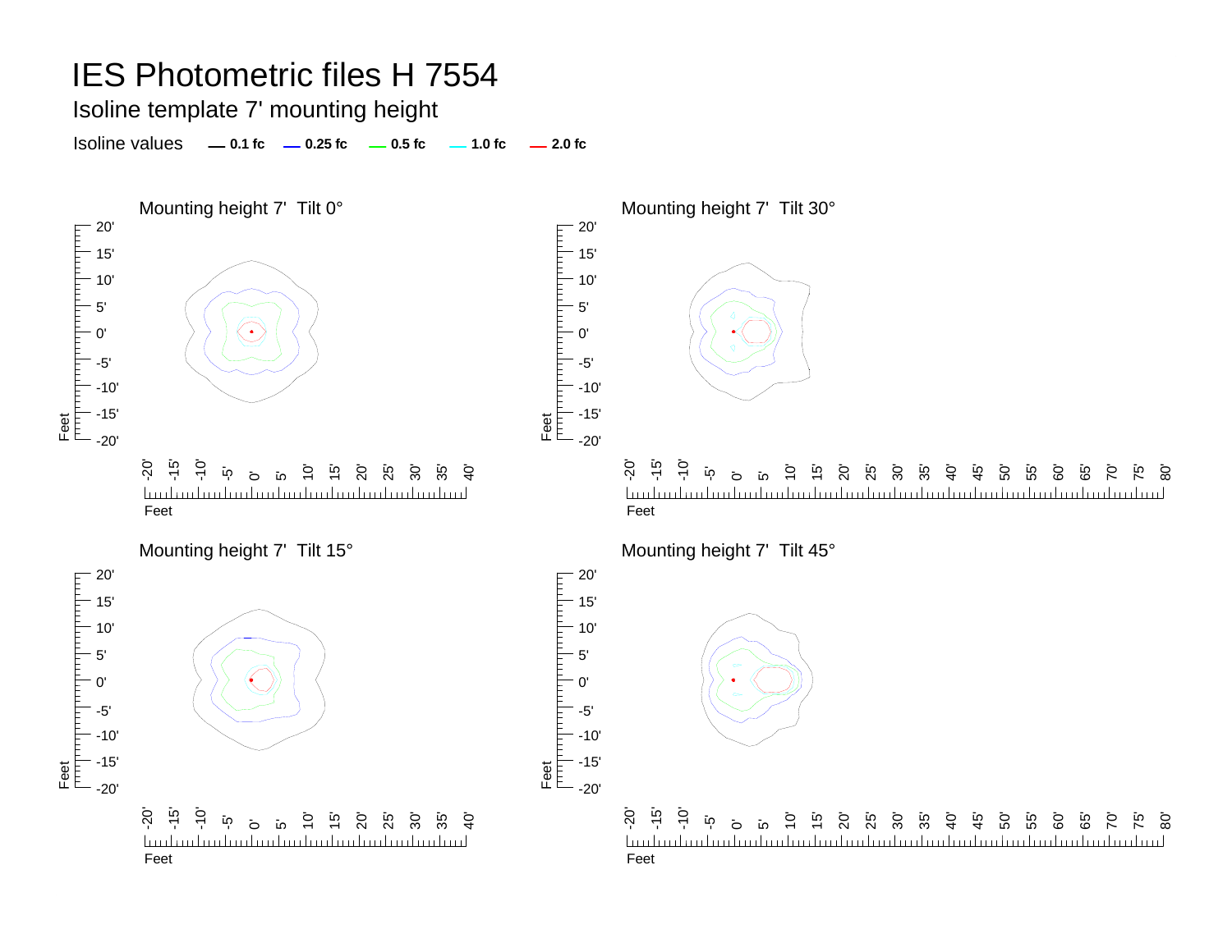# IES Photometric files H 7554

## Isoline template 7' mounting height

Isoline values — 0.1 fc — 0.25 fc — 0.5 fc — 1.0 fc — 2.0 fc

Mounting height 7' Tilt 0°

Mounting height 7' Tilt 30°

Mounting height 7' Tilt 15°

Mounting height 7' Tilt 45°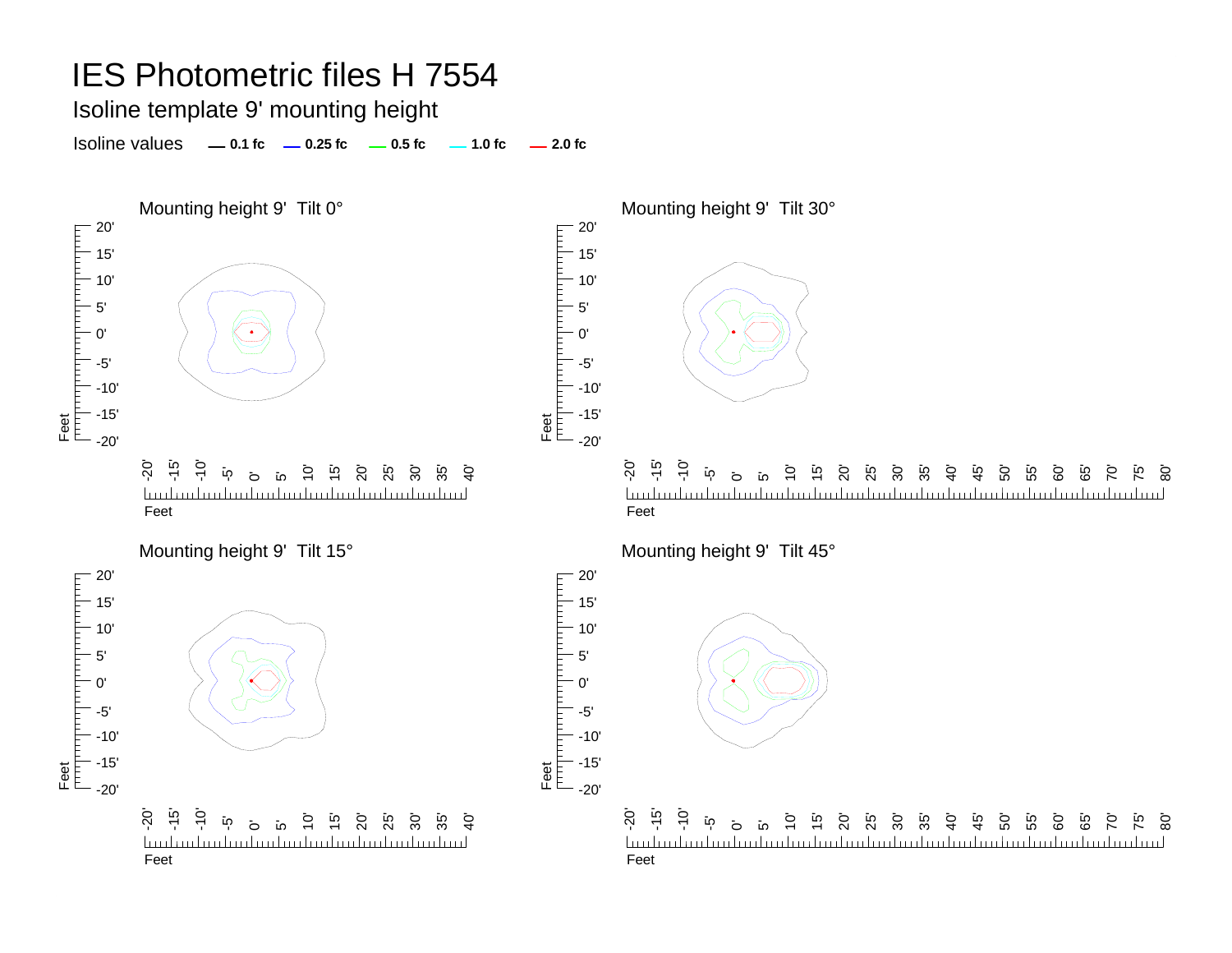# IES Photometric files H 7554

Isoline template 9' mounting height

Isoline values — 0.1 fc — 0.25 fc — 0.5 fc — 1.0 fc — 2.0 fc

Mounting height 9' Tilt 0°

Mounting height 9' Tilt 30°

Mounting height 9' Tilt 15°

Mounting height 9' Tilt 45°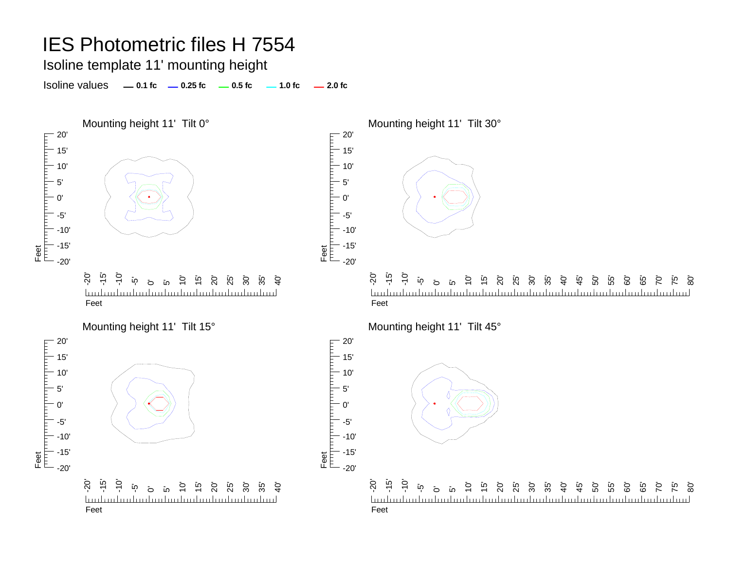# IES Photometric files H 7554

## Isoline template 11' mounting height

Isoline values — 0.1 fc — 0.25 fc — 0.5 fc — 1.0 fc — 2.0 fc

Mounting height 11' Tilt 0°

Mounting height 11' Tilt 30°

Mounting height 11' Tilt 15°

Mounting height 11' Tilt 45°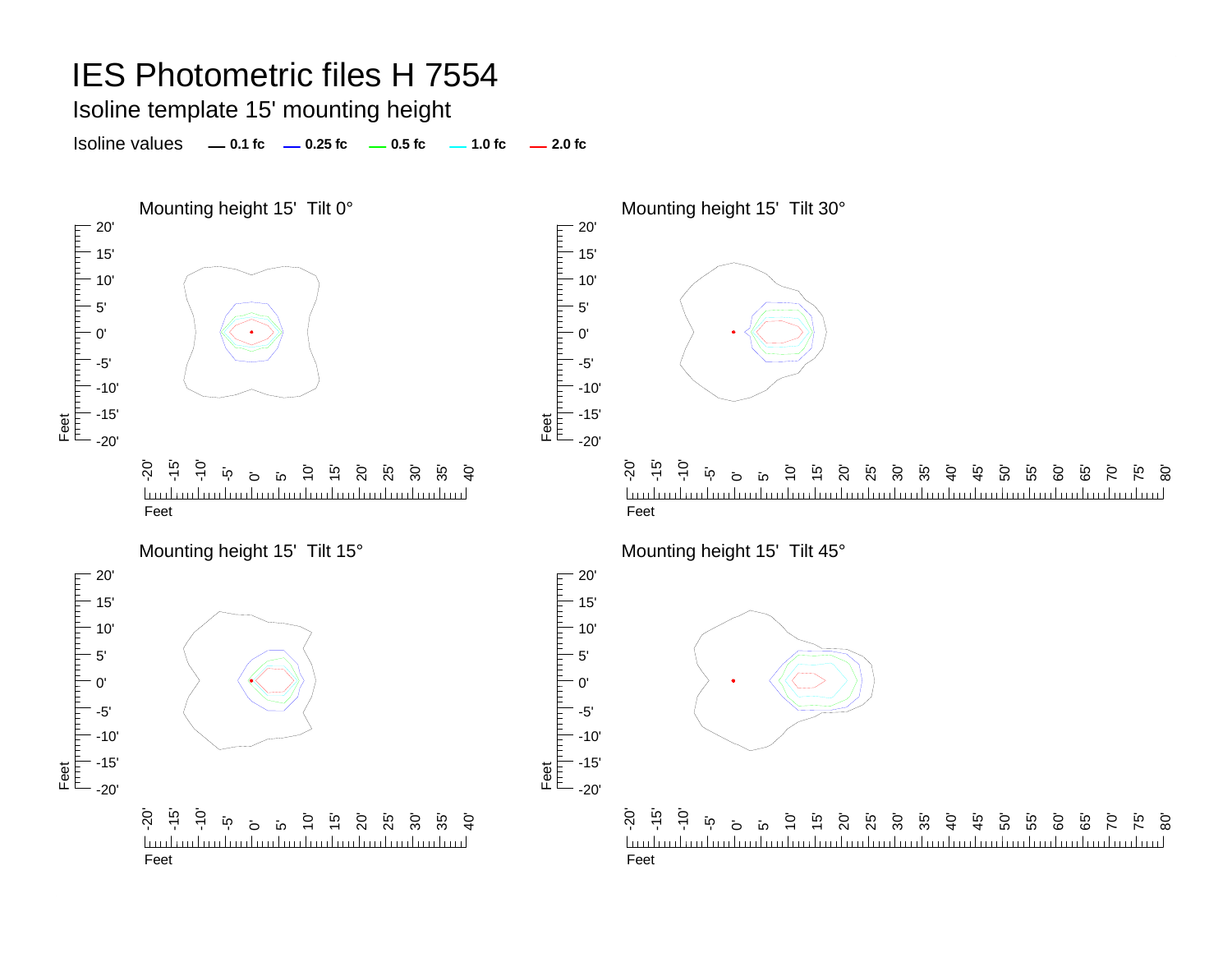# IES Photometric files H 7554

## Isoline template 15' mounting height

Isoline values — 0.1 fc — 0.25 fc — 0.5 fc — 1.0 fc — 2.0 fc

Mounting height 15' Tilt 0°

Mounting height 15' Tilt 30°

Mounting height 15' Tilt 15°

Mounting height 15' Tilt 45°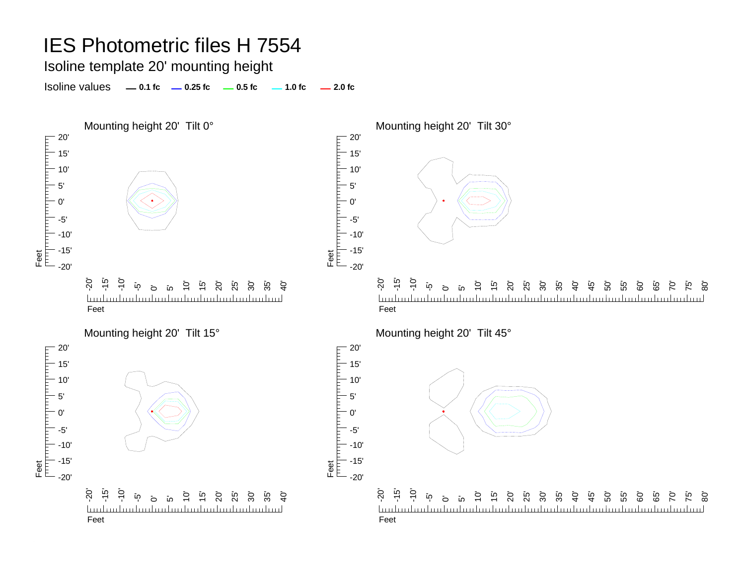# IES Photometric files H 7554

## Isoline template 20' mounting height

Isoline values — 0.1 fc — 0.25 fc — 0.5 fc — 1.0 fc — 2.0 fc

Mounting height 20' Tilt 0°

Mounting height 20' Tilt 30°

Mounting height 20' Tilt 15°

Mounting height 20' Tilt 45°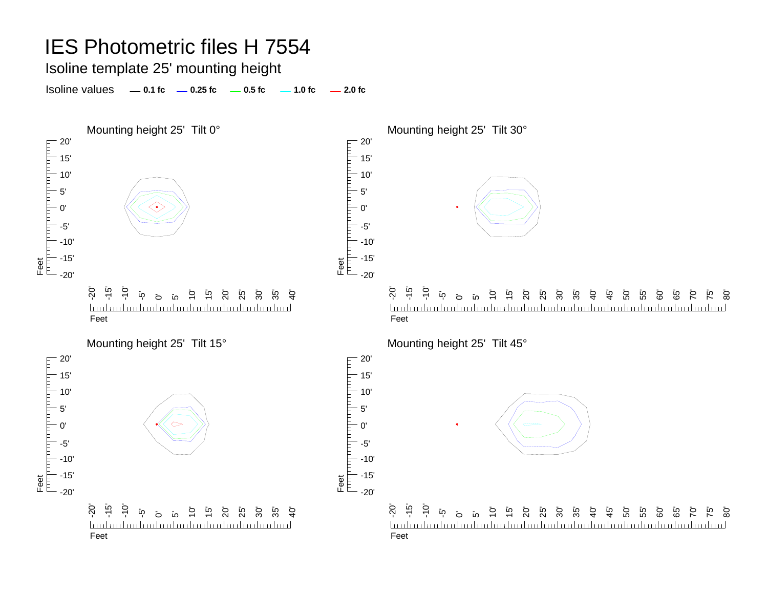# IES Photometric files H 7554

## Isoline template 25' mounting height

Isoline values — 0.1 fc — 0.25 fc — 0.5 fc — 1.0 fc — 2.0 fc

### Mounting height 25' Tilt 0°

### Mounting height 25' Tilt 30°

### Mounting height 25' Tilt 15°

### Mounting height 25' Tilt 45°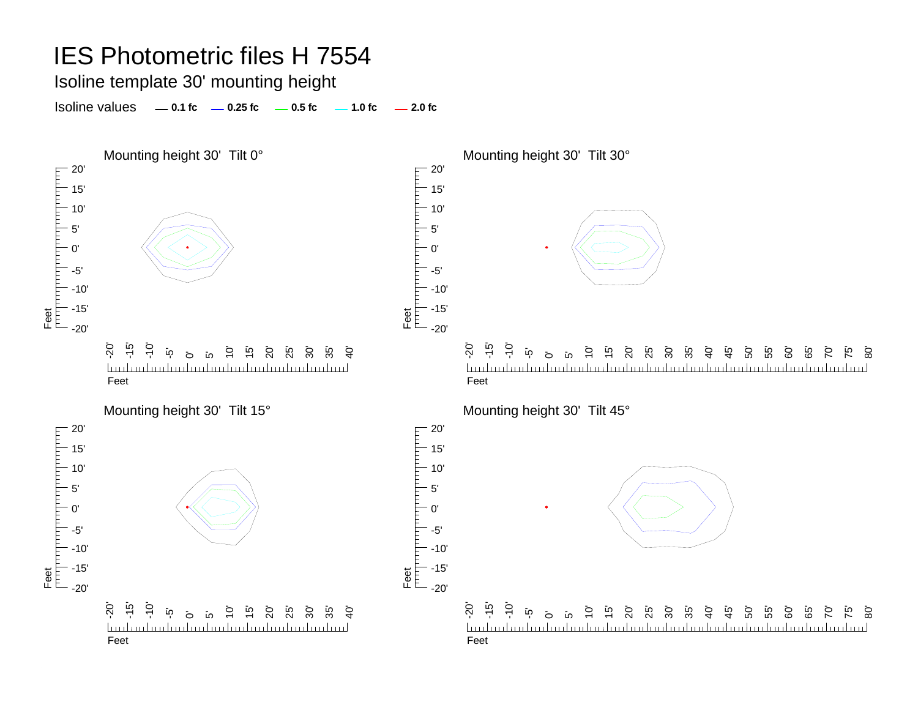# IES Photometric files H 7554

Isoline template 30' mounting height

Isoline values — 0.1 fc — 0.25 fc — 0.5 fc — 1.0 fc — 2.0 fc

Mounting height 30' Tilt 0°

20' 15' 10' 5' 0' -5' -10' -15' -20'

Feet

-20' -15' -10' -5' 0' 5' 10' 15' 20' 25' 30' 35' 40'

Feet

Mounting height 30' Tilt 30°

20' 15' 10' 5' 0' -5' -10' -15' -20'

Feet

-20' -15' -10' -5' 0' 5' 10' 15' 20' 25' 30' 35' 40' 45' 50' 55' 60' 65' 70' 75' 80'

Feet

Mounting height 30' Tilt 15°

20' 15' 10' 5' 0' -5' -10' -15' -20'

Feet

-20' -15' -10' -5' 0' 5' 10' 15' 20' 25' 30' 35' 40'

Feet

Mounting height 30' Tilt 45°

20' 15' 10' 5' 0' -5' -10' -15' -20'

Feet

-20' -15' -10' -5' 0' 5' 10' 15' 20' 25' 30' 35' 40' 45' 50' 55' 60' 65' 70' 75' 80'

Feet